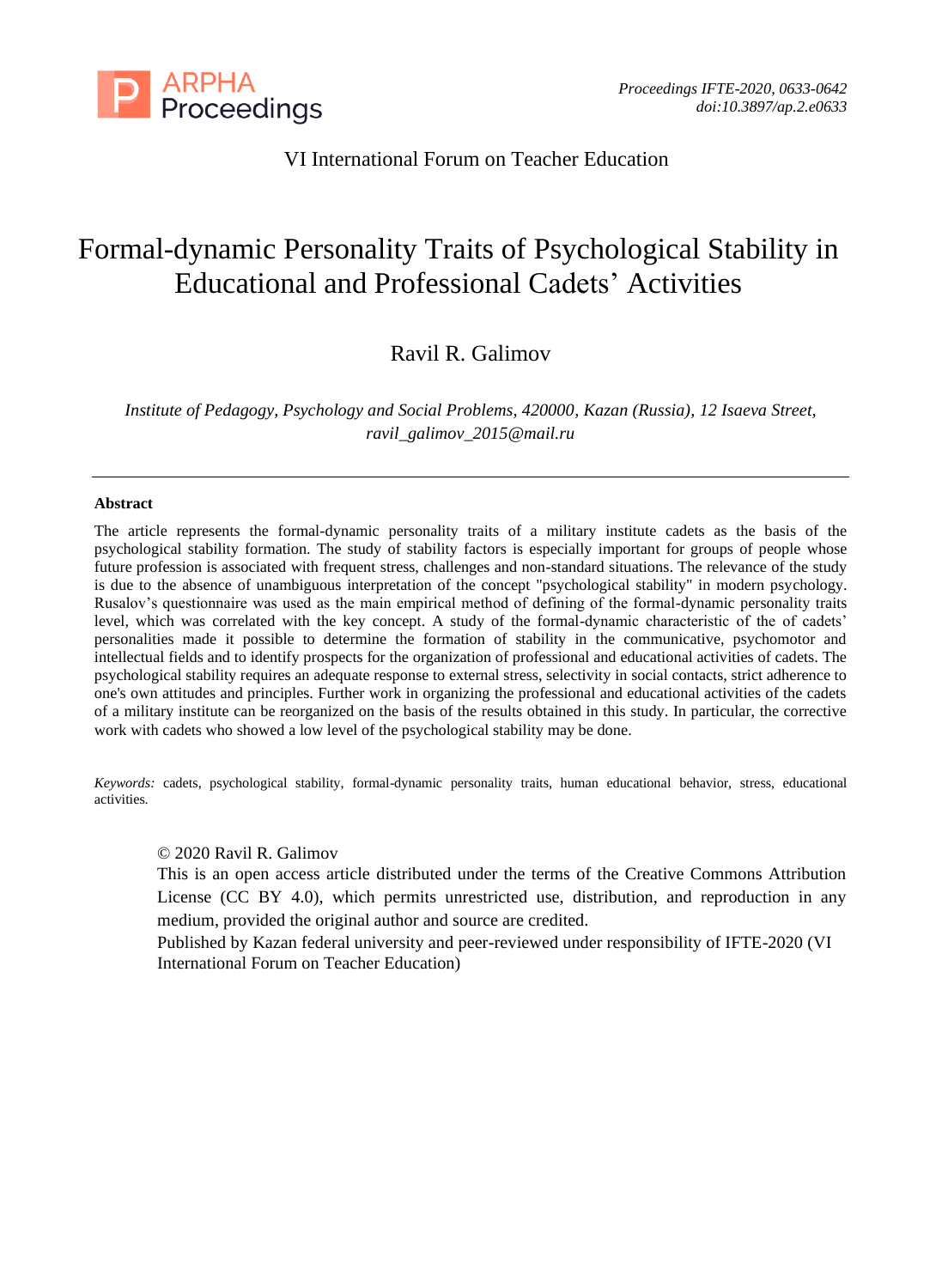VI International Forum on Teacher Education

# Formal-dynamic Personality Traits of Psychological Stability in Educational and Professional Cadets' Activities

Ravil R. Galimov

*Institute of Pedagogy, Psychology and Social Problems, 420000, Kazan (Russia), 12 Isaeva Street, ravil_galimov_2015@mail.ru*

---

**Abstract**

The article represents the formal-dynamic personality traits of a military institute cadets as the basis of the psychological stability formation. The study of stability factors is especially important for groups of people whose future profession is associated with frequent stress, challenges and non-standard situations. The relevance of the study is due to the absence of unambiguous interpretation of the concept "psychological stability" in modern psychology. Rusalov's questionnaire was used as the main empirical method of defining of the formal-dynamic personality traits level, which was correlated with the key concept. A study of the formal-dynamic characteristic of the of cadets' personalities made it possible to determine the formation of stability in the communicative, psychomotor and intellectual fields and to identify prospects for the organization of professional and educational activities of cadets. The psychological stability requires an adequate response to external stress, selectivity in social contacts, strict adherence to one's own attitudes and principles. Further work in organizing the professional and educational activities of the cadets of a military institute can be reorganized on the basis of the results obtained in this study. In particular, the corrective work with cadets who showed a low level of the psychological stability may be done.

*Keywords:* cadets, psychological stability, formal-dynamic personality traits, human educational behavior, stress, educational activities.

© 2020 Ravil R. Galimov

This is an open access article distributed under the terms of the Creative Commons Attribution License (CC BY 4.0), which permits unrestricted use, distribution, and reproduction in any medium, provided the original author and source are credited.

Published by Kazan federal university and peer-reviewed under responsibility of IFTE-2020 (VI International Forum on Teacher Education)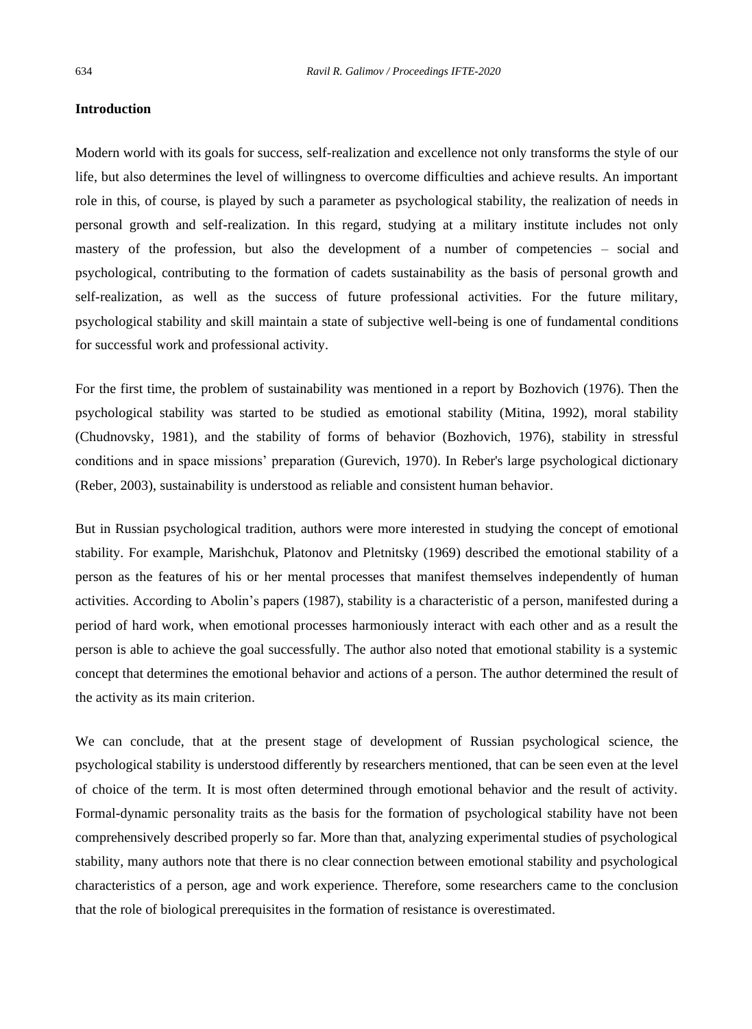## Introduction

Modern world with its goals for success, self-realization and excellence not only transforms the style of our life, but also determines the level of willingness to overcome difficulties and achieve results. An important role in this, of course, is played by such a parameter as psychological stability, the realization of needs in personal growth and self-realization. In this regard, studying at a military institute includes not only mastery of the profession, but also the development of a number of competencies – social and psychological, contributing to the formation of cadets sustainability as the basis of personal growth and self-realization, as well as the success of future professional activities. For the future military, psychological stability and skill maintain a state of subjective well-being is one of fundamental conditions for successful work and professional activity.

For the first time, the problem of sustainability was mentioned in a report by Bozhovich (1976). Then the psychological stability was started to be studied as emotional stability (Mitina, 1992), moral stability (Chudnovsky, 1981), and the stability of forms of behavior (Bozhovich, 1976), stability in stressful conditions and in space missions' preparation (Gurevich, 1970). In Reber's large psychological dictionary (Reber, 2003), sustainability is understood as reliable and consistent human behavior.

But in Russian psychological tradition, authors were more interested in studying the concept of emotional stability. For example, Marishchuk, Platonov and Pletnitsky (1969) described the emotional stability of a person as the features of his or her mental processes that manifest themselves independently of human activities. According to Abolin's papers (1987), stability is a characteristic of a person, manifested during a period of hard work, when emotional processes harmoniously interact with each other and as a result the person is able to achieve the goal successfully. The author also noted that emotional stability is a systemic concept that determines the emotional behavior and actions of a person. The author determined the result of the activity as its main criterion.

We can conclude, that at the present stage of development of Russian psychological science, the psychological stability is understood differently by researchers mentioned, that can be seen even at the level of choice of the term. It is most often determined through emotional behavior and the result of activity. Formal-dynamic personality traits as the basis for the formation of psychological stability have not been comprehensively described properly so far. More than that, analyzing experimental studies of psychological stability, many authors note that there is no clear connection between emotional stability and psychological characteristics of a person, age and work experience. Therefore, some researchers came to the conclusion that the role of biological prerequisites in the formation of resistance is overestimated.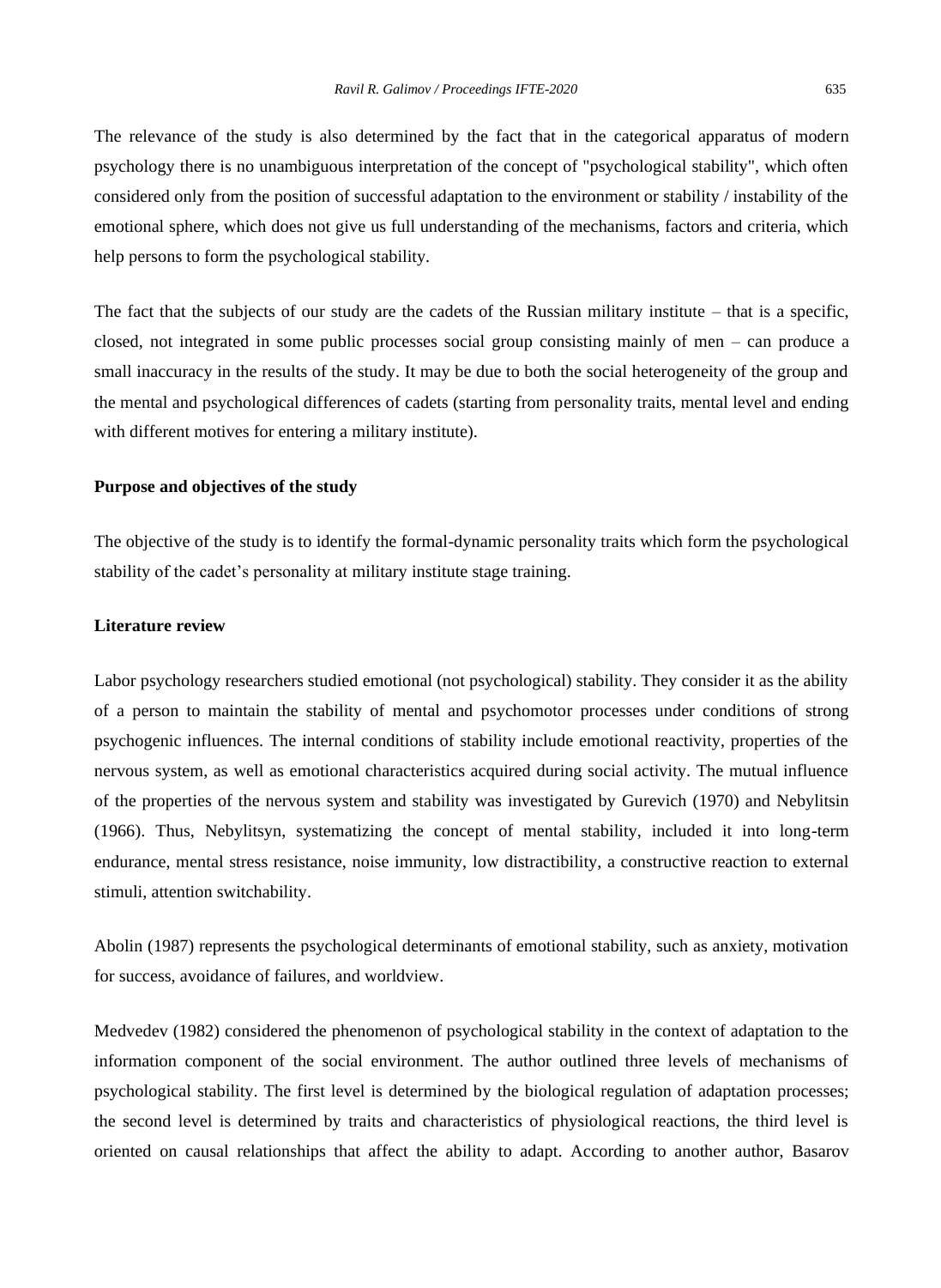The relevance of the study is also determined by the fact that in the categorical apparatus of modern psychology there is no unambiguous interpretation of the concept of "psychological stability", which often considered only from the position of successful adaptation to the environment or stability / instability of the emotional sphere, which does not give us full understanding of the mechanisms, factors and criteria, which help persons to form the psychological stability.

The fact that the subjects of our study are the cadets of the Russian military institute – that is a specific, closed, not integrated in some public processes social group consisting mainly of men – can produce a small inaccuracy in the results of the study. It may be due to both the social heterogeneity of the group and the mental and psychological differences of cadets (starting from personality traits, mental level and ending with different motives for entering a military institute).

### Purpose and objectives of the study

The objective of the study is to identify the formal-dynamic personality traits which form the psychological stability of the cadet's personality at military institute stage training.

### Literature review

Labor psychology researchers studied emotional (not psychological) stability. They consider it as the ability of a person to maintain the stability of mental and psychomotor processes under conditions of strong psychogenic influences. The internal conditions of stability include emotional reactivity, properties of the nervous system, as well as emotional characteristics acquired during social activity. The mutual influence of the properties of the nervous system and stability was investigated by Gurevich (1970) and Nebylitsin (1966). Thus, Nebylitsyn, systematizing the concept of mental stability, included it into long-term endurance, mental stress resistance, noise immunity, low distractibility, a constructive reaction to external stimuli, attention switchability.

Abolin (1987) represents the psychological determinants of emotional stability, such as anxiety, motivation for success, avoidance of failures, and worldview.

Medvedev (1982) considered the phenomenon of psychological stability in the context of adaptation to the information component of the social environment. The author outlined three levels of mechanisms of psychological stability. The first level is determined by the biological regulation of adaptation processes; the second level is determined by traits and characteristics of physiological reactions, the third level is oriented on causal relationships that affect the ability to adapt. According to another author, Basarov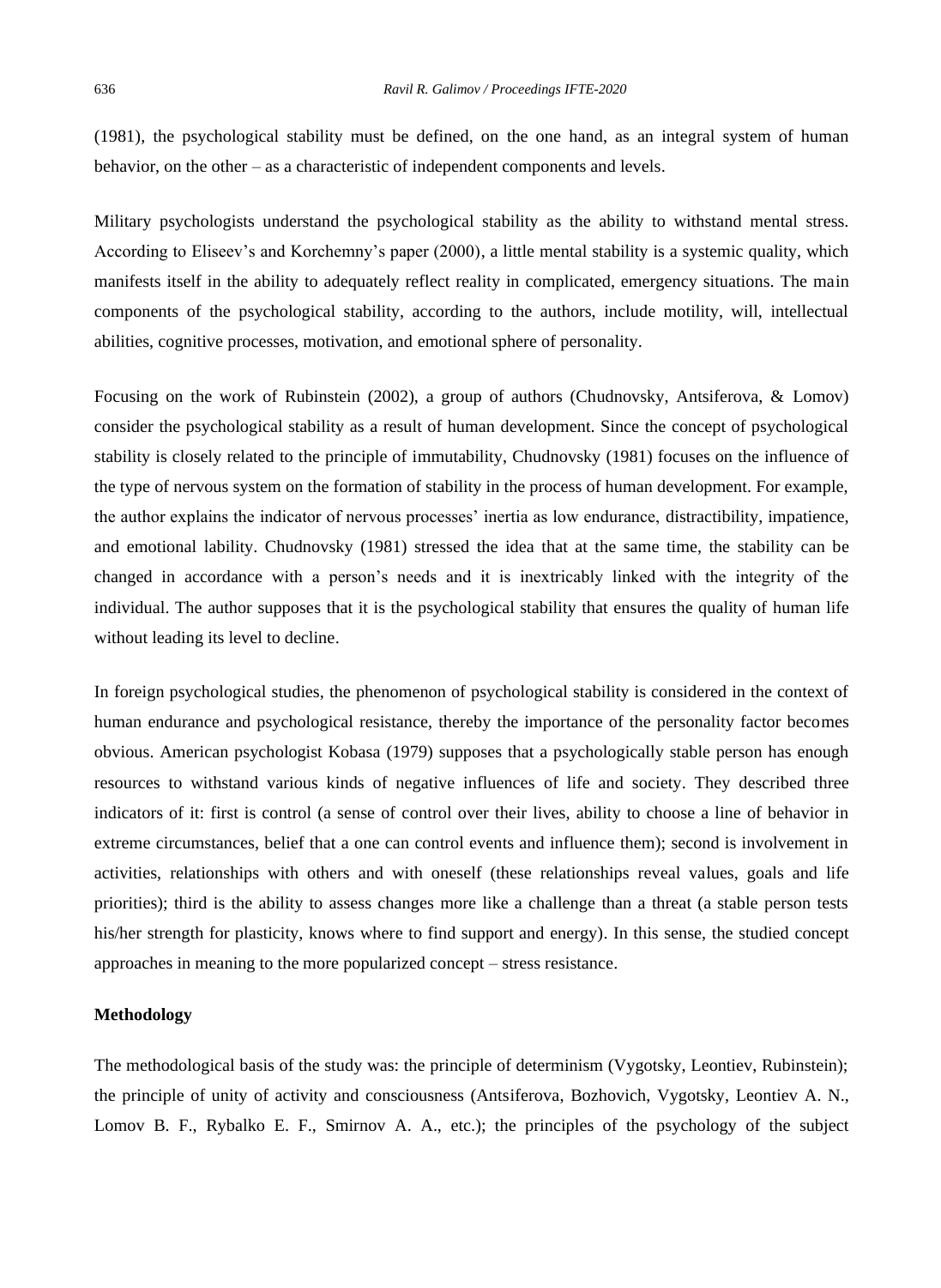(1981), the psychological stability must be defined, on the one hand, as an integral system of human behavior, on the other – as a characteristic of independent components and levels.

Military psychologists understand the psychological stability as the ability to withstand mental stress. According to Eliseev's and Korchemny's paper (2000), a little mental stability is a systemic quality, which manifests itself in the ability to adequately reflect reality in complicated, emergency situations. The main components of the psychological stability, according to the authors, include motility, will, intellectual abilities, cognitive processes, motivation, and emotional sphere of personality.

Focusing on the work of Rubinstein (2002), a group of authors (Chudnovsky, Antsiferova, & Lomov) consider the psychological stability as a result of human development. Since the concept of psychological stability is closely related to the principle of immutability, Chudnovsky (1981) focuses on the influence of the type of nervous system on the formation of stability in the process of human development. For example, the author explains the indicator of nervous processes' inertia as low endurance, distractibility, impatience, and emotional lability. Chudnovsky (1981) stressed the idea that at the same time, the stability can be changed in accordance with a person's needs and it is inextricably linked with the integrity of the individual. The author supposes that it is the psychological stability that ensures the quality of human life without leading its level to decline.

In foreign psychological studies, the phenomenon of psychological stability is considered in the context of human endurance and psychological resistance, thereby the importance of the personality factor becomes obvious. American psychologist Kobasa (1979) supposes that a psychologically stable person has enough resources to withstand various kinds of negative influences of life and society. They described three indicators of it: first is control (a sense of control over their lives, ability to choose a line of behavior in extreme circumstances, belief that a one can control events and influence them); second is involvement in activities, relationships with others and with oneself (these relationships reveal values, goals and life priorities); third is the ability to assess changes more like a challenge than a threat (a stable person tests his/her strength for plasticity, knows where to find support and energy). In this sense, the studied concept approaches in meaning to the more popularized concept – stress resistance.

**Methodology**

The methodological basis of the study was: the principle of determinism (Vygotsky, Leontiev, Rubinstein); the principle of unity of activity and consciousness (Antsiferova, Bozhovich, Vygotsky, Leontiev A. N., Lomov B. F., Rybalko E. F., Smirnov A. A., etc.); the principles of the psychology of the subject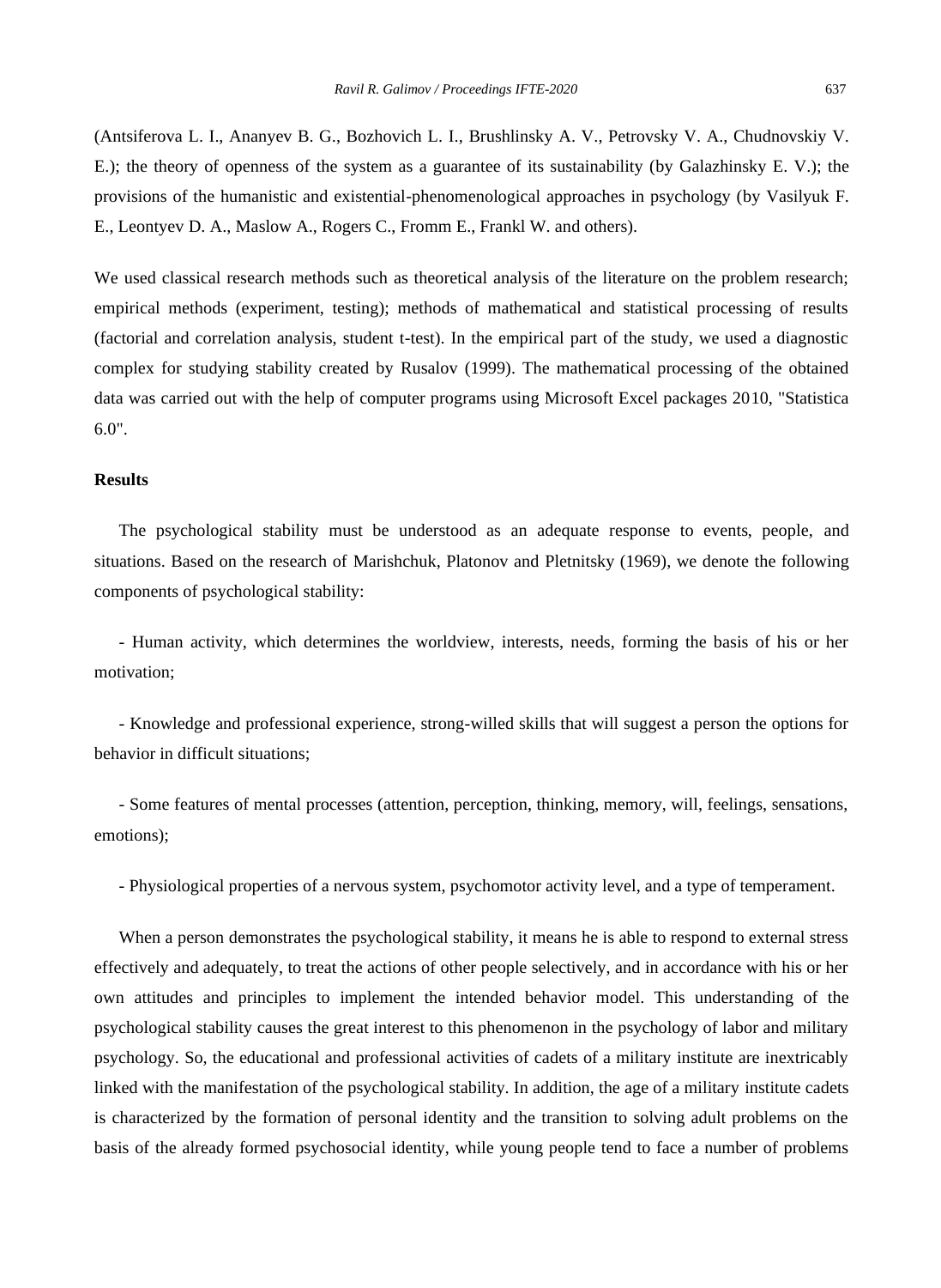(Antsiferova L. I., Ananyev B. G., Bozhovich L. I., Brushlinsky A. V., Petrovsky V. A., Chudnovskiy V. E.); the theory of openness of the system as a guarantee of its sustainability (by Galazhinsky E. V.); the provisions of the humanistic and existential-phenomenological approaches in psychology (by Vasilyuk F. E., Leontyev D. A., Maslow A., Rogers C., Fromm E., Frankl W. and others).

We used classical research methods such as theoretical analysis of the literature on the problem research; empirical methods (experiment, testing); methods of mathematical and statistical processing of results (factorial and correlation analysis, student t-test). In the empirical part of the study, we used a diagnostic complex for studying stability created by Rusalov (1999). The mathematical processing of the obtained data was carried out with the help of computer programs using Microsoft Excel packages 2010, "Statistica 6.0".

**Results**

The psychological stability must be understood as an adequate response to events, people, and situations. Based on the research of Marishchuk, Platonov and Pletnitsky (1969), we denote the following components of psychological stability:

- Human activity, which determines the worldview, interests, needs, forming the basis of his or her motivation;

- Knowledge and professional experience, strong-willed skills that will suggest a person the options for behavior in difficult situations;

- Some features of mental processes (attention, perception, thinking, memory, will, feelings, sensations, emotions);

- Physiological properties of a nervous system, psychomotor activity level, and a type of temperament.

When a person demonstrates the psychological stability, it means he is able to respond to external stress effectively and adequately, to treat the actions of other people selectively, and in accordance with his or her own attitudes and principles to implement the intended behavior model. This understanding of the psychological stability causes the great interest to this phenomenon in the psychology of labor and military psychology. So, the educational and professional activities of cadets of a military institute are inextricably linked with the manifestation of the psychological stability. In addition, the age of a military institute cadets is characterized by the formation of personal identity and the transition to solving adult problems on the basis of the already formed psychosocial identity, while young people tend to face a number of problems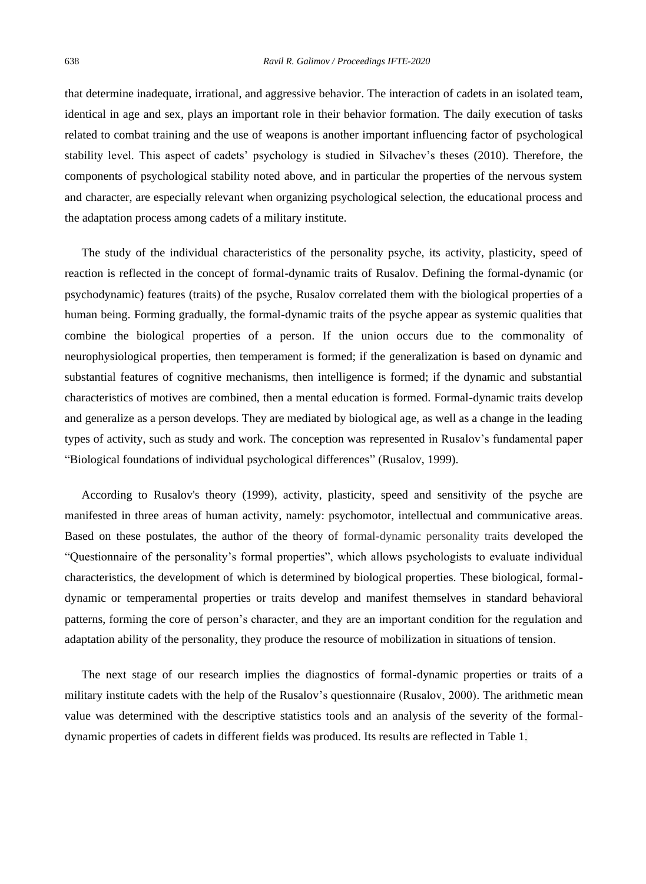that determine inadequate, irrational, and aggressive behavior. The interaction of cadets in an isolated team, identical in age and sex, plays an important role in their behavior formation. The daily execution of tasks related to combat training and the use of weapons is another important influencing factor of psychological stability level. This aspect of cadets' psychology is studied in Silvachev's theses (2010). Therefore, the components of psychological stability noted above, and in particular the properties of the nervous system and character, are especially relevant when organizing psychological selection, the educational process and the adaptation process among cadets of a military institute.

The study of the individual characteristics of the personality psyche, its activity, plasticity, speed of reaction is reflected in the concept of formal-dynamic traits of Rusalov. Defining the formal-dynamic (or psychodynamic) features (traits) of the psyche, Rusalov correlated them with the biological properties of a human being. Forming gradually, the formal-dynamic traits of the psyche appear as systemic qualities that combine the biological properties of a person. If the union occurs due to the commonality of neurophysiological properties, then temperament is formed; if the generalization is based on dynamic and substantial features of cognitive mechanisms, then intelligence is formed; if the dynamic and substantial characteristics of motives are combined, then a mental education is formed. Formal-dynamic traits develop and generalize as a person develops. They are mediated by biological age, as well as a change in the leading types of activity, such as study and work. The conception was represented in Rusalov's fundamental paper "Biological foundations of individual psychological differences" (Rusalov, 1999).

According to Rusalov's theory (1999), activity, plasticity, speed and sensitivity of the psyche are manifested in three areas of human activity, namely: psychomotor, intellectual and communicative areas. Based on these postulates, the author of the theory of formal-dynamic personality traits developed the "Questionnaire of the personality's formal properties", which allows psychologists to evaluate individual characteristics, the development of which is determined by biological properties. These biological, formal-dynamic or temperamental properties or traits develop and manifest themselves in standard behavioral patterns, forming the core of person's character, and they are an important condition for the regulation and adaptation ability of the personality, they produce the resource of mobilization in situations of tension.

The next stage of our research implies the diagnostics of formal-dynamic properties or traits of a military institute cadets with the help of the Rusalov's questionnaire (Rusalov, 2000). The arithmetic mean value was determined with the descriptive statistics tools and an analysis of the severity of the formal-dynamic properties of cadets in different fields was produced. Its results are reflected in Table 1.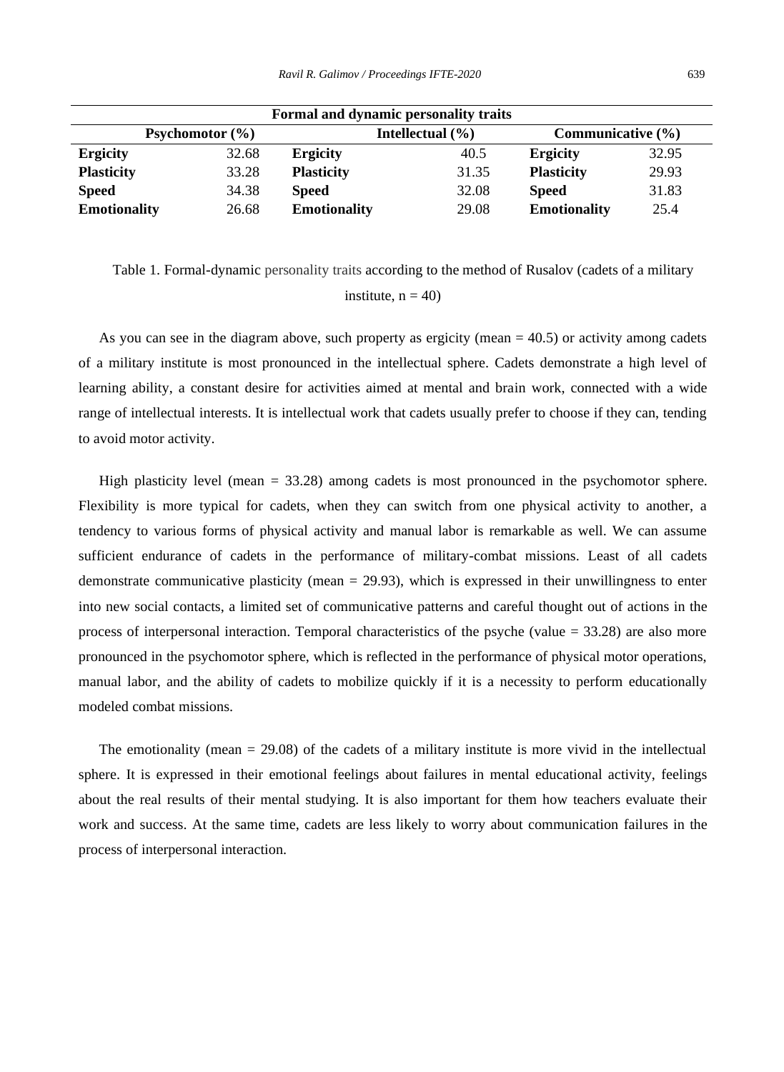| Formal and dynamic personality traits | | | | | |
|---|---|---|---|---|---|
| **Psychomotor (%)** | | **Intellectual (%)** | | **Communicative (%)** | |
| **Ergicity** | 32.68 | **Ergicity** | 40.5 | **Ergicity** | 32.95 |
| **Plasticity** | 33.28 | **Plasticity** | 31.35 | **Plasticity** | 29.93 |
| **Speed** | 34.38 | **Speed** | 32.08 | **Speed** | 31.83 |
| **Emotionality** | 26.68 | **Emotionality** | 29.08 | **Emotionality** | 25.4 |

Table 1. Formal-dynamic personality traits according to the method of Rusalov (cadets of a military institute, n = 40)

As you can see in the diagram above, such property as ergicity (mean = 40.5) or activity among cadets of a military institute is most pronounced in the intellectual sphere. Cadets demonstrate a high level of learning ability, a constant desire for activities aimed at mental and brain work, connected with a wide range of intellectual interests. It is intellectual work that cadets usually prefer to choose if they can, tending to avoid motor activity.

High plasticity level (mean = 33.28) among cadets is most pronounced in the psychomotor sphere. Flexibility is more typical for cadets, when they can switch from one physical activity to another, a tendency to various forms of physical activity and manual labor is remarkable as well. We can assume sufficient endurance of cadets in the performance of military-combat missions. Least of all cadets demonstrate communicative plasticity (mean = 29.93), which is expressed in their unwillingness to enter into new social contacts, a limited set of communicative patterns and careful thought out of actions in the process of interpersonal interaction. Temporal characteristics of the psyche (value = 33.28) are also more pronounced in the psychomotor sphere, which is reflected in the performance of physical motor operations, manual labor, and the ability of cadets to mobilize quickly if it is a necessity to perform educationally modeled combat missions.

The emotionality (mean = 29.08) of the cadets of a military institute is more vivid in the intellectual sphere. It is expressed in their emotional feelings about failures in mental educational activity, feelings about the real results of their mental studying. It is also important for them how teachers evaluate their work and success. At the same time, cadets are less likely to worry about communication failures in the process of interpersonal interaction.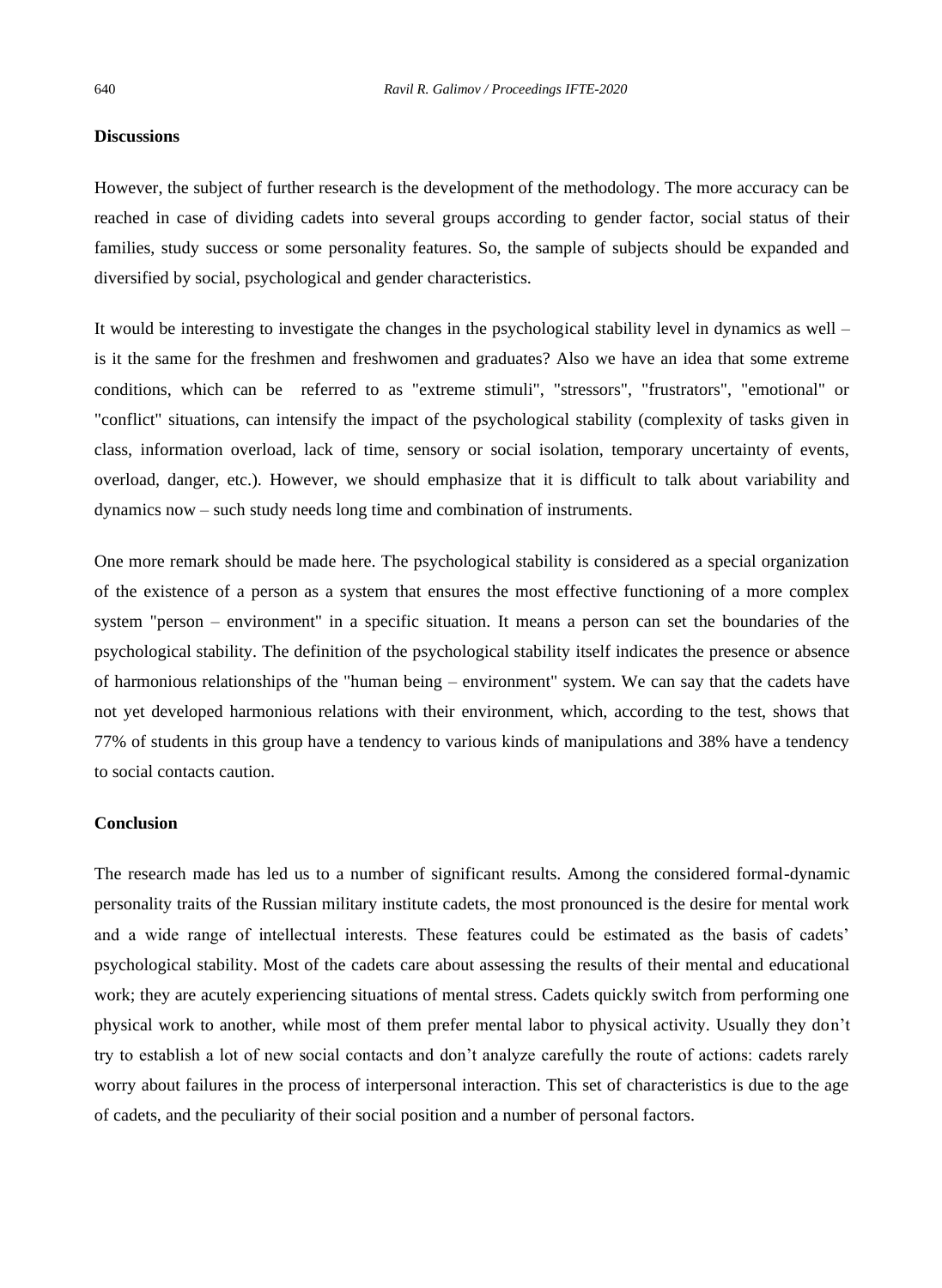## Discussions

However, the subject of further research is the development of the methodology. The more accuracy can be reached in case of dividing cadets into several groups according to gender factor, social status of their families, study success or some personality features. So, the sample of subjects should be expanded and diversified by social, psychological and gender characteristics.

It would be interesting to investigate the changes in the psychological stability level in dynamics as well – is it the same for the freshmen and freshwomen and graduates? Also we have an idea that some extreme conditions, which can be referred to as "extreme stimuli", "stressors", "frustrators", "emotional" or "conflict" situations, can intensify the impact of the psychological stability (complexity of tasks given in class, information overload, lack of time, sensory or social isolation, temporary uncertainty of events, overload, danger, etc.). However, we should emphasize that it is difficult to talk about variability and dynamics now – such study needs long time and combination of instruments.

One more remark should be made here. The psychological stability is considered as a special organization of the existence of a person as a system that ensures the most effective functioning of a more complex system "person – environment" in a specific situation. It means a person can set the boundaries of the psychological stability. The definition of the psychological stability itself indicates the presence or absence of harmonious relationships of the "human being – environment" system. We can say that the cadets have not yet developed harmonious relations with their environment, which, according to the test, shows that 77% of students in this group have a tendency to various kinds of manipulations and 38% have a tendency to social contacts caution.

## Conclusion

The research made has led us to a number of significant results. Among the considered formal-dynamic personality traits of the Russian military institute cadets, the most pronounced is the desire for mental work and a wide range of intellectual interests. These features could be estimated as the basis of cadets' psychological stability. Most of the cadets care about assessing the results of their mental and educational work; they are acutely experiencing situations of mental stress. Cadets quickly switch from performing one physical work to another, while most of them prefer mental labor to physical activity. Usually they don't try to establish a lot of new social contacts and don't analyze carefully the route of actions: cadets rarely worry about failures in the process of interpersonal interaction. This set of characteristics is due to the age of cadets, and the peculiarity of their social position and a number of personal factors.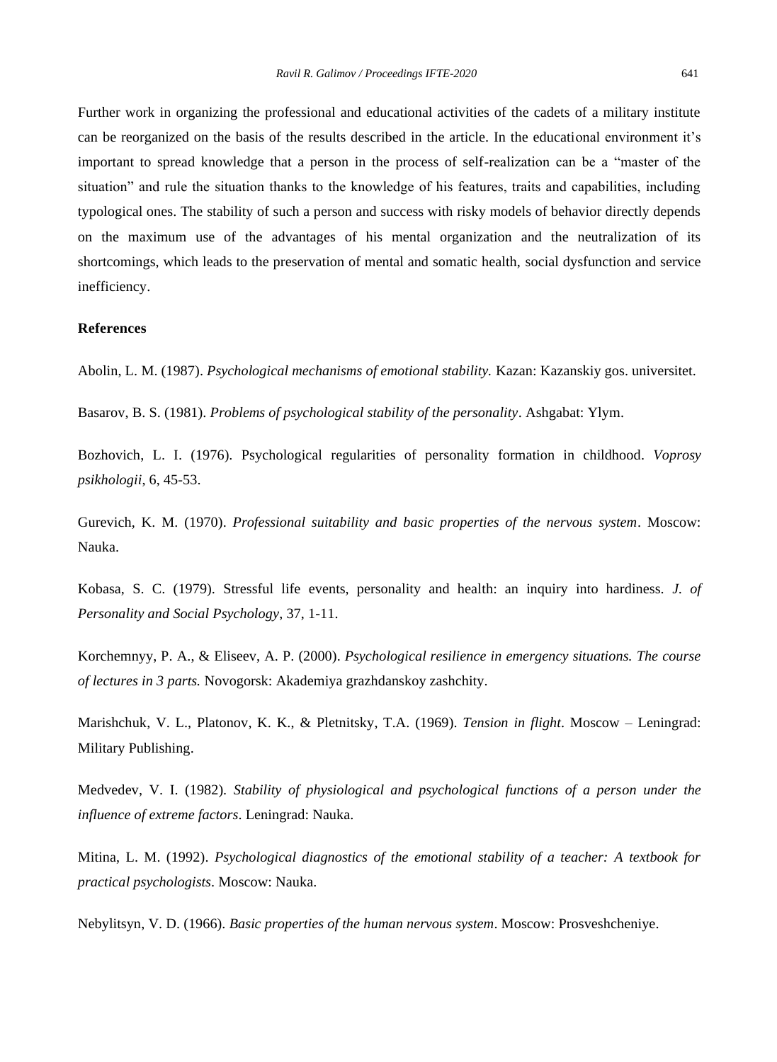Further work in organizing the professional and educational activities of the cadets of a military institute can be reorganized on the basis of the results described in the article. In the educational environment it's important to spread knowledge that a person in the process of self-realization can be a "master of the situation" and rule the situation thanks to the knowledge of his features, traits and capabilities, including typological ones. The stability of such a person and success with risky models of behavior directly depends on the maximum use of the advantages of his mental organization and the neutralization of its shortcomings, which leads to the preservation of mental and somatic health, social dysfunction and service inefficiency.

**References**

Abolin, L. M. (1987). *Psychological mechanisms of emotional stability.* Kazan: Kazanskiy gos. universitet.

Basarov, B. S. (1981). *Problems of psychological stability of the personality*. Ashgabat: Ylym.

Bozhovich, L. I. (1976). Psychological regularities of personality formation in childhood. *Voprosy psikhologii*, 6, 45-53.

Gurevich, K. M. (1970). *Professional suitability and basic properties of the nervous system*. Moscow: Nauka.

Kobasa, S. C. (1979). Stressful life events, personality and health: an inquiry into hardiness. *J. of Personality and Social Psychology*, 37, 1-11.

Korchemnyy, P. A., & Eliseev, A. P. (2000). *Psychological resilience in emergency situations. The course of lectures in 3 parts.* Novogorsk: Akademiya grazhdanskoy zashchity.

Marishchuk, V. L., Platonov, K. K., & Pletnitsky, T.A. (1969). *Tension in flight*. Moscow – Leningrad: Military Publishing.

Medvedev, V. I. (1982). *Stability of physiological and psychological functions of a person under the influence of extreme factors*. Leningrad: Nauka.

Mitina, L. M. (1992). *Psychological diagnostics of the emotional stability of a teacher: A textbook for practical psychologists*. Moscow: Nauka.

Nebylitsyn, V. D. (1966). *Basic properties of the human nervous system*. Moscow: Prosveshcheniye.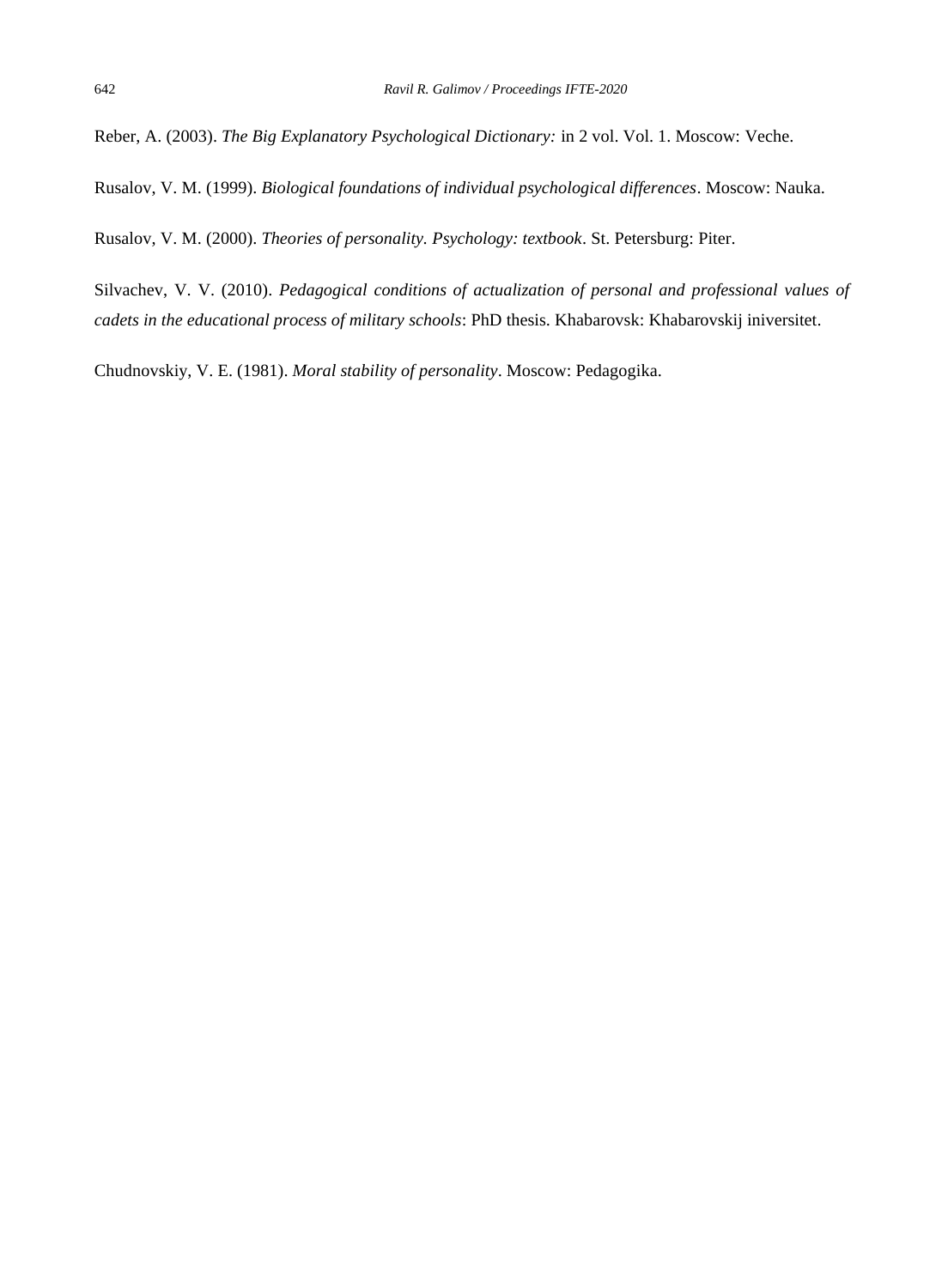Reber, A. (2003). *The Big Explanatory Psychological Dictionary:* in 2 vol. Vol. 1. Moscow: Veche.

Rusalov, V. M. (1999). *Biological foundations of individual psychological differences*. Moscow: Nauka.

Rusalov, V. M. (2000). *Theories of personality. Psychology: textbook*. St. Petersburg: Piter.

Silvachev, V. V. (2010). *Pedagogical conditions of actualization of personal and professional values of cadets in the educational process of military schools*: PhD thesis. Khabarovsk: Khabarovskij iniversitet.

Chudnovskiy, V. E. (1981). *Moral stability of personality*. Moscow: Pedagogika.